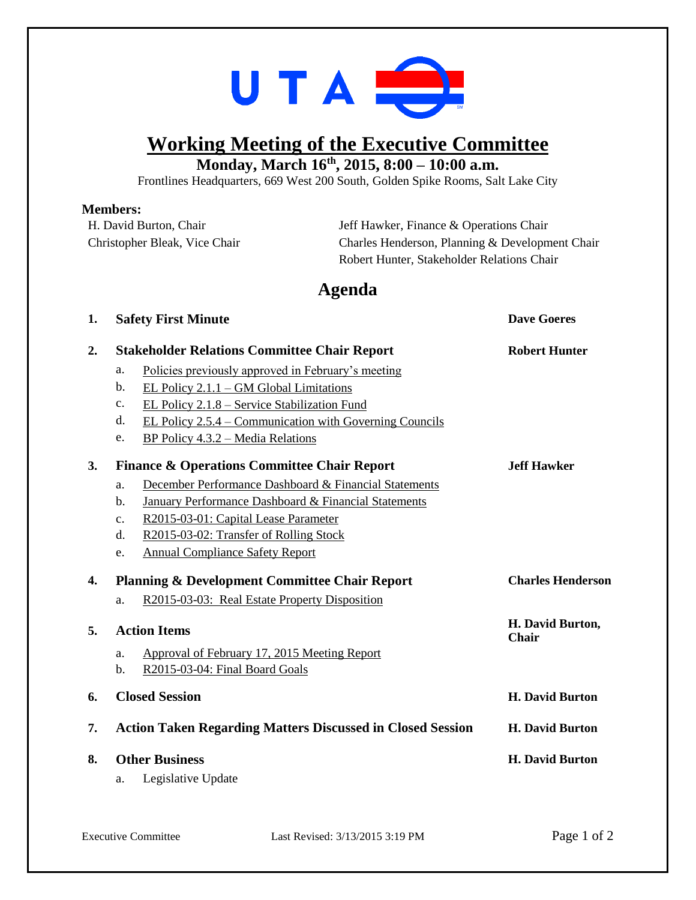UTA

# Working Meeting of the Executive Committee

**Monday, March 16th, 2015, 8:00 – 10:00 a.m.**

Frontlines Headquarters, 669 West 200 South, Golden Spike Rooms, Salt Lake City

**Members:**

H. David Burton, Chair
Christopher Bleak, Vice Chair
Jeff Hawker, Finance & Operations Chair
Charles Henderson, Planning & Development Chair
Robert Hunter, Stakeholder Relations Chair

## Agenda

1. **Safety First Minute** — **Dave Goeres**

2. **Stakeholder Relations Committee Chair Report** — **Robert Hunter**
   a. Policies previously approved in February's meeting
   b. EL Policy 2.1.1 – GM Global Limitations
   c. EL Policy 2.1.8 – Service Stabilization Fund
   d. EL Policy 2.5.4 – Communication with Governing Councils
   e. BP Policy 4.3.2 – Media Relations

3. **Finance & Operations Committee Chair Report** — **Jeff Hawker**
   a. December Performance Dashboard & Financial Statements
   b. January Performance Dashboard & Financial Statements
   c. R2015-03-01: Capital Lease Parameter
   d. R2015-03-02: Transfer of Rolling Stock
   e. Annual Compliance Safety Report

4. **Planning & Development Committee Chair Report** — **Charles Henderson**
   a. R2015-03-03: Real Estate Property Disposition

5. **Action Items** — **H. David Burton, Chair**
   a. Approval of February 17, 2015 Meeting Report
   b. R2015-03-04: Final Board Goals

6. **Closed Session** — **H. David Burton**

7. **Action Taken Regarding Matters Discussed in Closed Session** — **H. David Burton**

8. **Other Business** — **H. David Burton**
   a. Legislative Update

Executive Committee — Last Revised: 3/13/2015 3:19 PM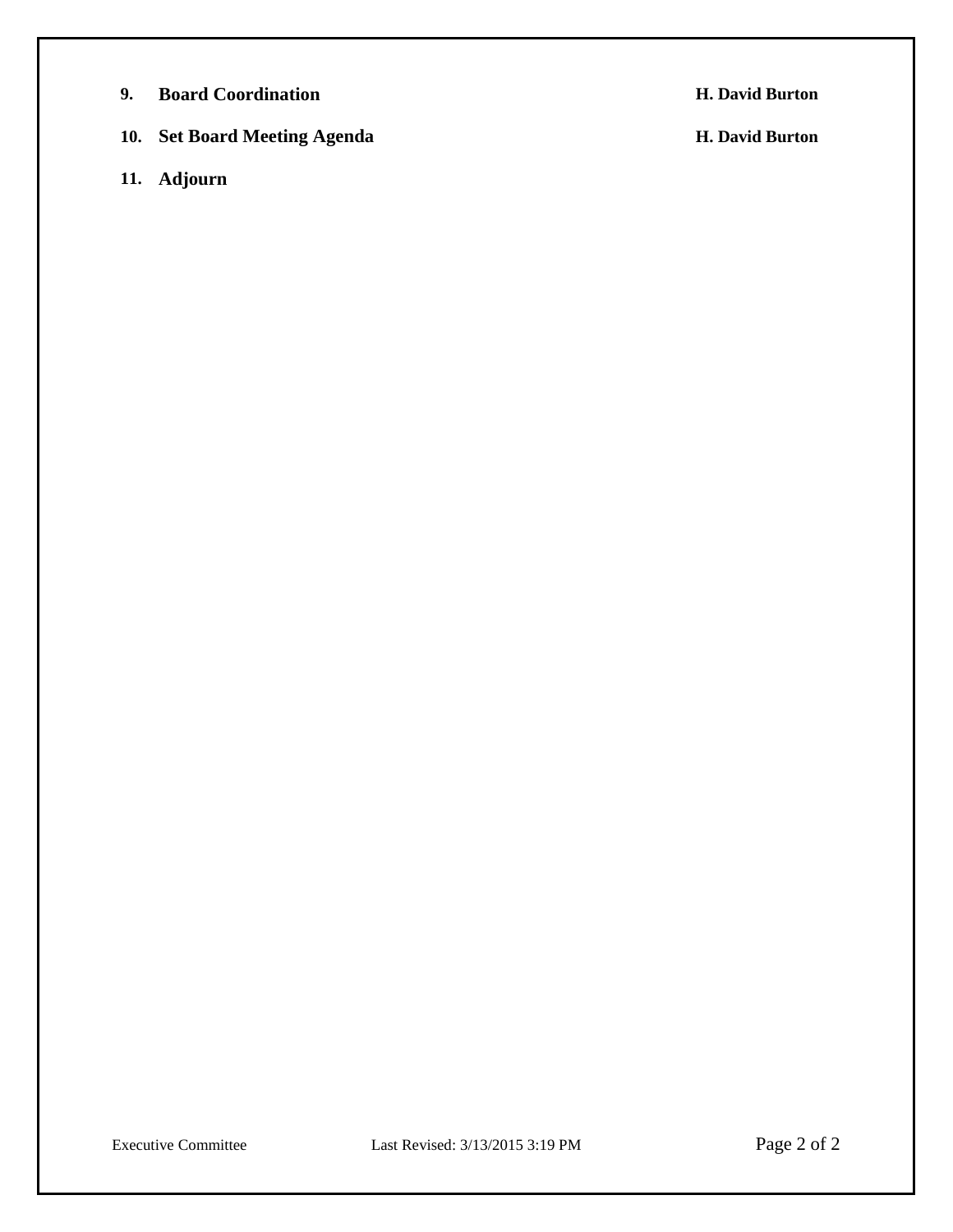9. **Board Coordination** **H. David Burton**

10. **Set Board Meeting Agenda** **H. David Burton**

11. **Adjourn**